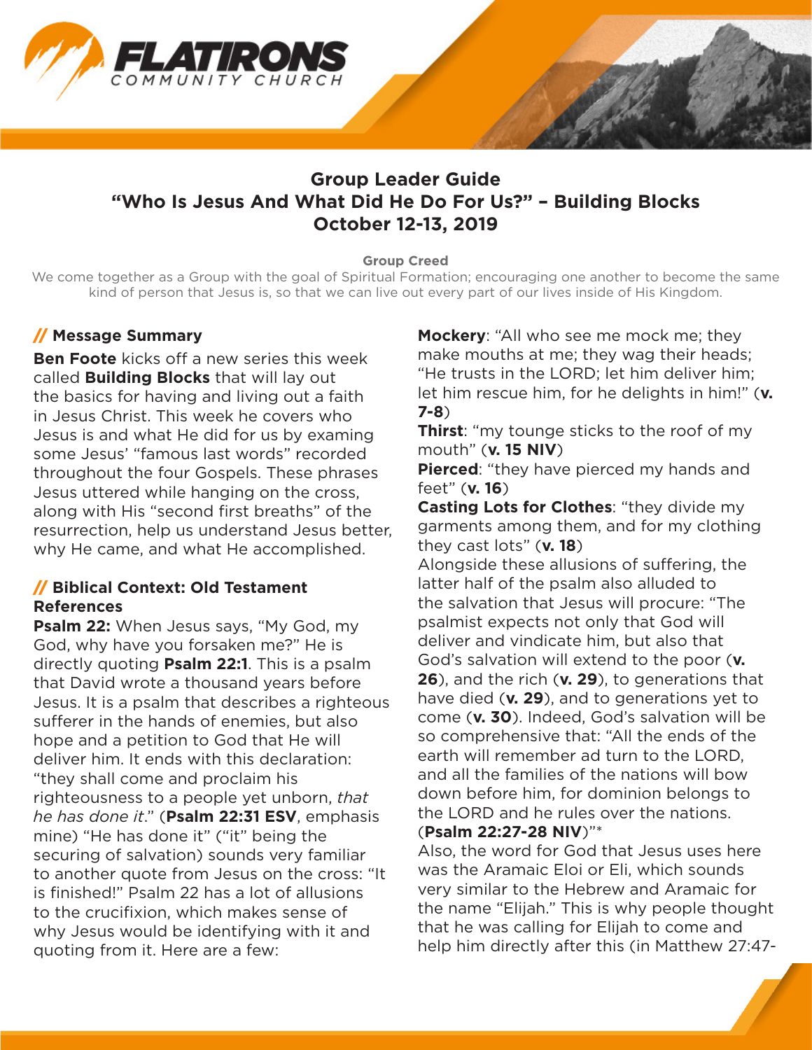# Group Leader Guide
# "Who Is Jesus And What Did He Do For Us?" – Building Blocks
# October 12-13, 2019

**Group Creed**

We come together as a Group with the goal of Spiritual Formation; encouraging one another to become the same kind of person that Jesus is, so that we can live out every part of our lives inside of His Kingdom.

## // Message Summary

**Ben Foote** kicks off a new series this week called **Building Blocks** that will lay out the basics for having and living out a faith in Jesus Christ. This week he covers who Jesus is and what He did for us by examing some Jesus' "famous last words" recorded throughout the four Gospels. These phrases Jesus uttered while hanging on the cross, along with His "second first breaths" of the resurrection, help us understand Jesus better, why He came, and what He accomplished.

## // Biblical Context: Old Testament References

**Psalm 22:** When Jesus says, "My God, my God, why have you forsaken me?" He is directly quoting **Psalm 22:1**. This is a psalm that David wrote a thousand years before Jesus. It is a psalm that describes a righteous sufferer in the hands of enemies, but also hope and a petition to God that He will deliver him. It ends with this declaration: "they shall come and proclaim his righteousness to a people yet unborn, *that he has done it*." (**Psalm 22:31 ESV**, emphasis mine) "He has done it" ("it" being the securing of salvation) sounds very familiar to another quote from Jesus on the cross: "It is finished!" Psalm 22 has a lot of allusions to the crucifixion, which makes sense of why Jesus would be identifying with it and quoting from it. Here are a few:

**Mockery**: "All who see me mock me; they make mouths at me; they wag their heads; "He trusts in the LORD; let him deliver him; let him rescue him, for he delights in him!" (**v. 7-8**)

**Thirst**: "my tounge sticks to the roof of my mouth" (**v. 15 NIV**)

**Pierced**: "they have pierced my hands and feet" (**v. 16**)

**Casting Lots for Clothes**: "they divide my garments among them, and for my clothing they cast lots" (**v. 18**)

Alongside these allusions of suffering, the latter half of the psalm also alluded to the salvation that Jesus will procure: "The psalmist expects not only that God will deliver and vindicate him, but also that God's salvation will extend to the poor (**v. 26**), and the rich (**v. 29**), to generations that have died (**v. 29**), and to generations yet to come (**v. 30**). Indeed, God's salvation will be so comprehensive that: "All the ends of the earth will remember ad turn to the LORD, and all the families of the nations will bow down before him, for dominion belongs to the LORD and he rules over the nations. (**Psalm 22:27-28 NIV**)"*

Also, the word for God that Jesus uses here was the Aramaic Eloi or Eli, which sounds very similar to the Hebrew and Aramaic for the name "Elijah." This is why people thought that he was calling for Elijah to come and help him directly after this (in Matthew 27:47-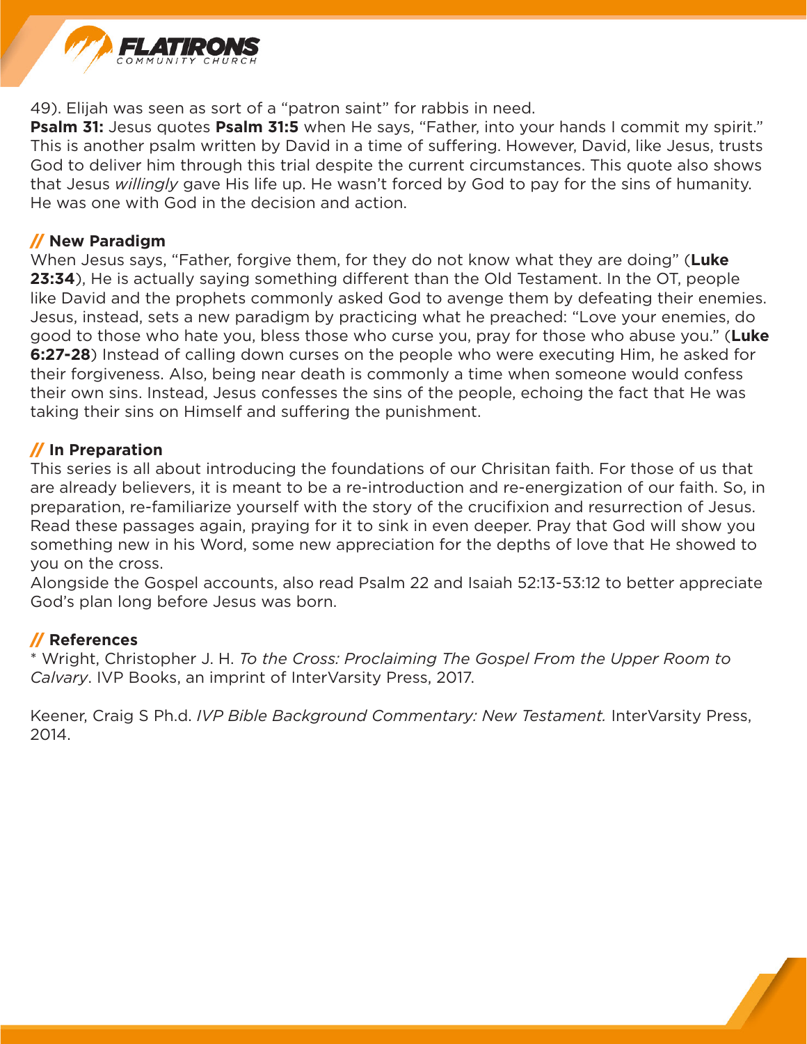49). Elijah was seen as sort of a "patron saint" for rabbis in need.

**Psalm 31:** Jesus quotes **Psalm 31:5** when He says, "Father, into your hands I commit my spirit." This is another psalm written by David in a time of suffering. However, David, like Jesus, trusts God to deliver him through this trial despite the current circumstances. This quote also shows that Jesus *willingly* gave His life up. He wasn't forced by God to pay for the sins of humanity. He was one with God in the decision and action.

## // New Paradigm

When Jesus says, "Father, forgive them, for they do not know what they are doing" (**Luke 23:34**), He is actually saying something different than the Old Testament. In the OT, people like David and the prophets commonly asked God to avenge them by defeating their enemies. Jesus, instead, sets a new paradigm by practicing what he preached: "Love your enemies, do good to those who hate you, bless those who curse you, pray for those who abuse you." (**Luke 6:27-28**) Instead of calling down curses on the people who were executing Him, he asked for their forgiveness. Also, being near death is commonly a time when someone would confess their own sins. Instead, Jesus confesses the sins of the people, echoing the fact that He was taking their sins on Himself and suffering the punishment.

## // In Preparation

This series is all about introducing the foundations of our Chrisitan faith. For those of us that are already believers, it is meant to be a re-introduction and re-energization of our faith. So, in preparation, re-familiarize yourself with the story of the crucifixion and resurrection of Jesus. Read these passages again, praying for it to sink in even deeper. Pray that God will show you something new in his Word, some new appreciation for the depths of love that He showed to you on the cross.

Alongside the Gospel accounts, also read Psalm 22 and Isaiah 52:13-53:12 to better appreciate God's plan long before Jesus was born.

## // References

* Wright, Christopher J. H. *To the Cross: Proclaiming The Gospel From the Upper Room to Calvary*. IVP Books, an imprint of InterVarsity Press, 2017.

Keener, Craig S Ph.d. *IVP Bible Background Commentary: New Testament.* InterVarsity Press, 2014.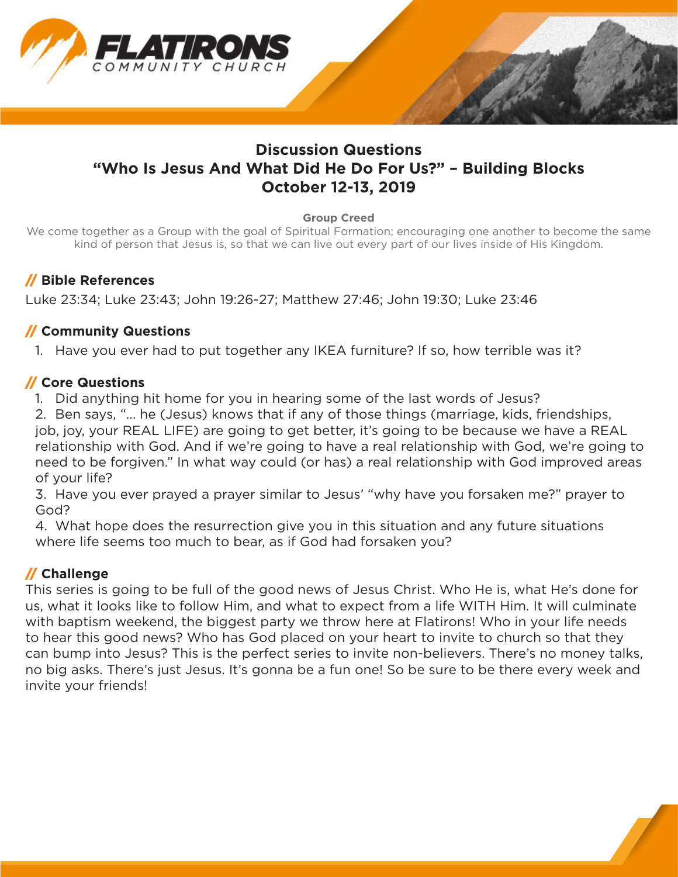# Discussion Questions
# "Who Is Jesus And What Did He Do For Us?" – Building Blocks
# October 12-13, 2019

**Group Creed**

We come together as a Group with the goal of Spiritual Formation; encouraging one another to become the same kind of person that Jesus is, so that we can live out every part of our lives inside of His Kingdom.

## // Bible References

Luke 23:34; Luke 23:43; John 19:26-27; Matthew 27:46; John 19:30; Luke 23:46

## // Community Questions

1. Have you ever had to put together any IKEA furniture? If so, how terrible was it?

## // Core Questions

1. Did anything hit home for you in hearing some of the last words of Jesus?
2. Ben says, "… he (Jesus) knows that if any of those things (marriage, kids, friendships, job, joy, your REAL LIFE) are going to get better, it's going to be because we have a REAL relationship with God. And if we're going to have a real relationship with God, we're going to need to be forgiven." In what way could (or has) a real relationship with God improved areas of your life?
3. Have you ever prayed a prayer similar to Jesus' "why have you forsaken me?" prayer to God?
4. What hope does the resurrection give you in this situation and any future situations where life seems too much to bear, as if God had forsaken you?

## // Challenge

This series is going to be full of the good news of Jesus Christ. Who He is, what He's done for us, what it looks like to follow Him, and what to expect from a life WITH Him. It will culminate with baptism weekend, the biggest party we throw here at Flatirons! Who in your life needs to hear this good news? Who has God placed on your heart to invite to church so that they can bump into Jesus? This is the perfect series to invite non-believers. There's no money talks, no big asks. There's just Jesus. It's gonna be a fun one! So be sure to be there every week and invite your friends!